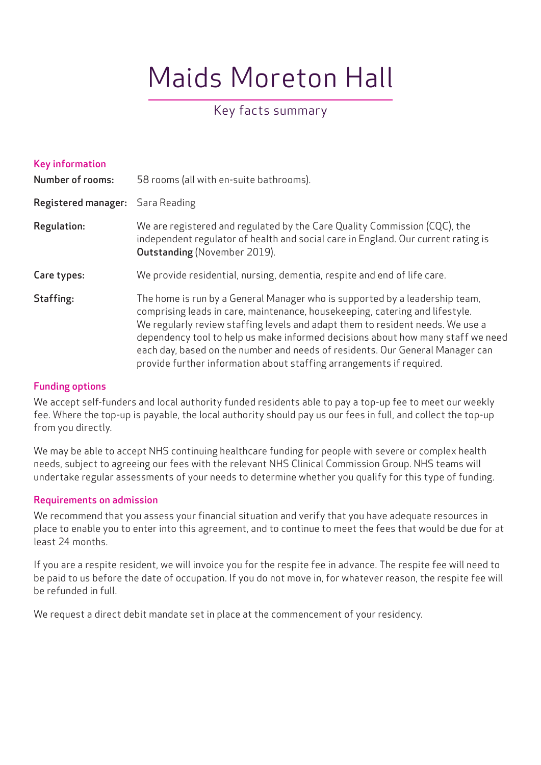# Maids Moreton Hall

## Key facts summary

### Key information

**Number of rooms:** 58 rooms (all with en-suite bathrooms).

**Registered manager:** Sara Reading

**Regulation:** We are registered and regulated by the Care Quality Commission (CQC), the independent regulator of health and social care in England. Our current rating is **Outstanding** (November 2019).

**Care types:** We provide residential, nursing, dementia, respite and end of life care.

**Staffing:** The home is run by a General Manager who is supported by a leadership team, comprising leads in care, maintenance, housekeeping, catering and lifestyle. We regularly review staffing levels and adapt them to resident needs. We use a dependency tool to help us make informed decisions about how many staff we need each day, based on the number and needs of residents. Our General Manager can provide further information about staffing arrangements if required.

### Funding options

We accept self-funders and local authority funded residents able to pay a top-up fee to meet our weekly fee. Where the top-up is payable, the local authority should pay us our fees in full, and collect the top-up from you directly.

We may be able to accept NHS continuing healthcare funding for people with severe or complex health needs, subject to agreeing our fees with the relevant NHS Clinical Commission Group. NHS teams will undertake regular assessments of your needs to determine whether you qualify for this type of funding.

### Requirements on admission

We recommend that you assess your financial situation and verify that you have adequate resources in place to enable you to enter into this agreement, and to continue to meet the fees that would be due for at least 24 months.

If you are a respite resident, we will invoice you for the respite fee in advance. The respite fee will need to be paid to us before the date of occupation. If you do not move in, for whatever reason, the respite fee will be refunded in full.

We request a direct debit mandate set in place at the commencement of your residency.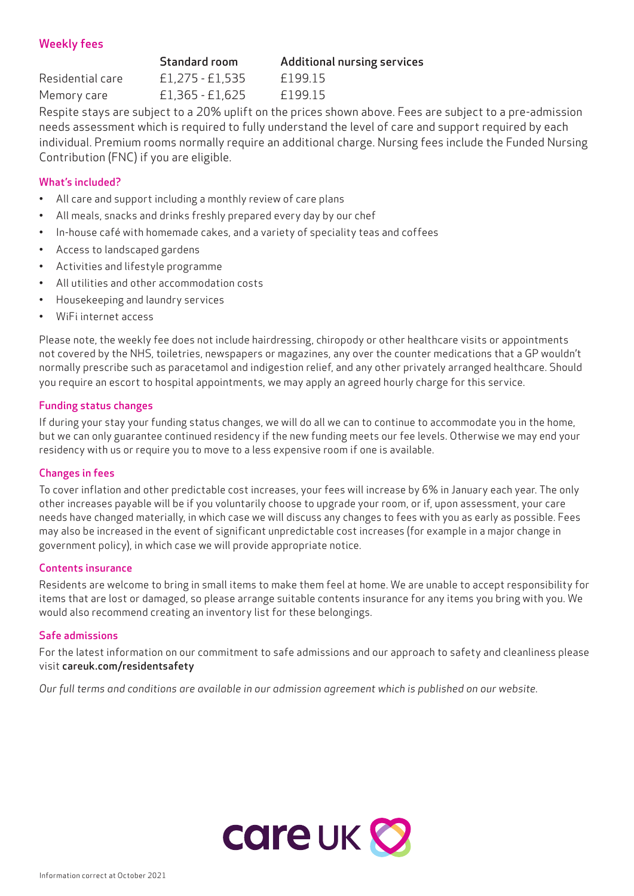## Weekly fees

| | Standard room | Additional nursing services |
|---|---|---|
| Residential care | £1,275 - £1,535 | £199.15 |
| Memory care | £1,365 - £1,625 | £199.15 |

Respite stays are subject to a 20% uplift on the prices shown above. Fees are subject to a pre-admission needs assessment which is required to fully understand the level of care and support required by each individual. Premium rooms normally require an additional charge. Nursing fees include the Funded Nursing Contribution (FNC) if you are eligible.

### What's included?

- All care and support including a monthly review of care plans
- All meals, snacks and drinks freshly prepared every day by our chef
- In-house café with homemade cakes, and a variety of speciality teas and coffees
- Access to landscaped gardens
- Activities and lifestyle programme
- All utilities and other accommodation costs
- Housekeeping and laundry services
- WiFi internet access

Please note, the weekly fee does not include hairdressing, chiropody or other healthcare visits or appointments not covered by the NHS, toiletries, newspapers or magazines, any over the counter medications that a GP wouldn't normally prescribe such as paracetamol and indigestion relief, and any other privately arranged healthcare. Should you require an escort to hospital appointments, we may apply an agreed hourly charge for this service.

### Funding status changes

If during your stay your funding status changes, we will do all we can to continue to accommodate you in the home, but we can only guarantee continued residency if the new funding meets our fee levels. Otherwise we may end your residency with us or require you to move to a less expensive room if one is available.

### Changes in fees

To cover inflation and other predictable cost increases, your fees will increase by 6% in January each year. The only other increases payable will be if you voluntarily choose to upgrade your room, or if, upon assessment, your care needs have changed materially, in which case we will discuss any changes to fees with you as early as possible. Fees may also be increased in the event of significant unpredictable cost increases (for example in a major change in government policy), in which case we will provide appropriate notice.

### Contents insurance

Residents are welcome to bring in small items to make them feel at home. We are unable to accept responsibility for items that are lost or damaged, so please arrange suitable contents insurance for any items you bring with you. We would also recommend creating an inventory list for these belongings.

### Safe admissions

For the latest information on our commitment to safe admissions and our approach to safety and cleanliness please visit **careuk.com/residentsafety**

*Our full terms and conditions are available in our admission agreement which is published on our website.*

care UK

Information correct at October 2021